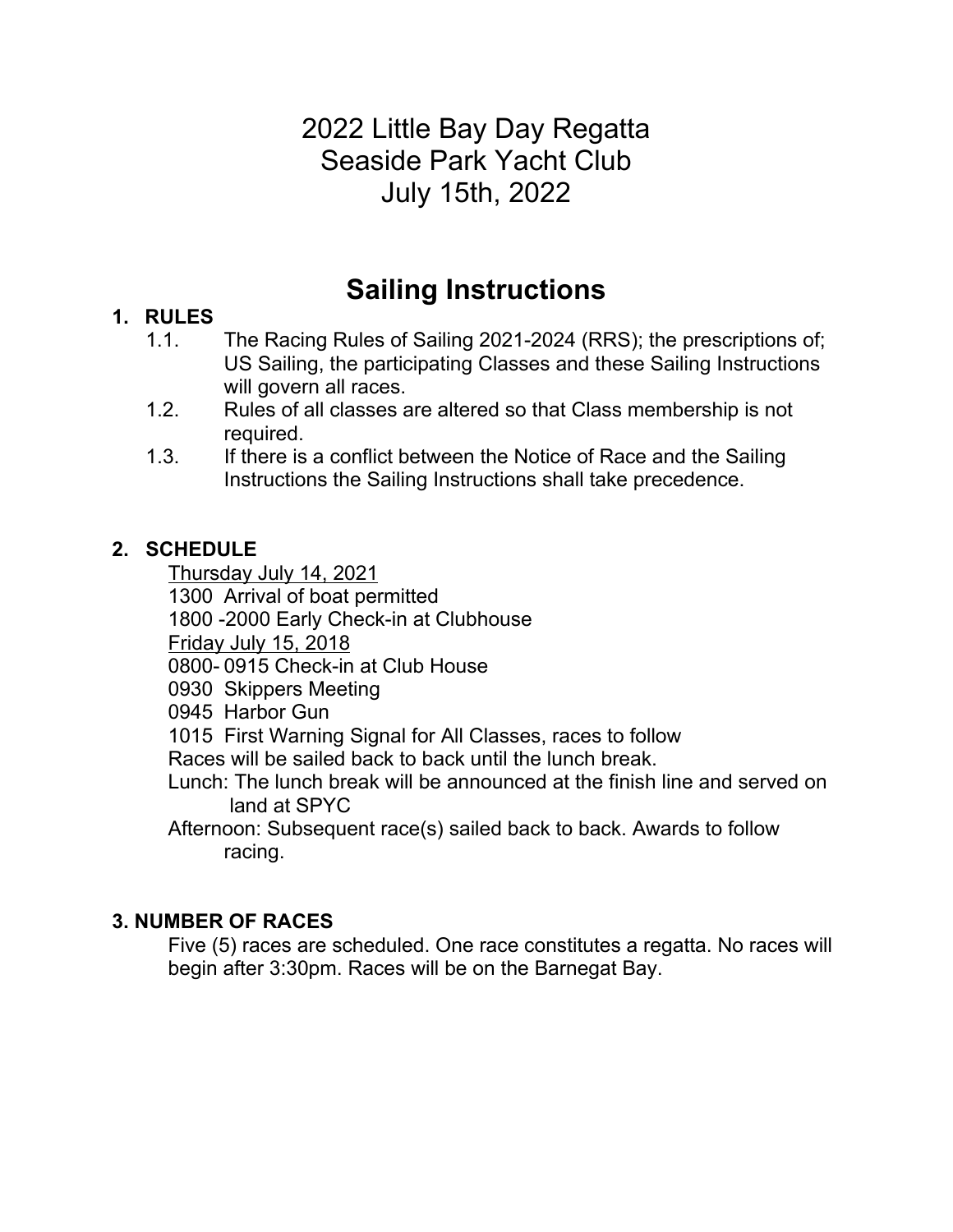# 2022 Little Bay Day Regatta
# Seaside Park Yacht Club
# July 15th, 2022

## Sailing Instructions

### 1. RULES

1.1. The Racing Rules of Sailing 2021-2024 (RRS); the prescriptions of; US Sailing, the participating Classes and these Sailing Instructions will govern all races.

1.2. Rules of all classes are altered so that Class membership is not required.

1.3. If there is a conflict between the Notice of Race and the Sailing Instructions the Sailing Instructions shall take precedence.

### 2. SCHEDULE

<u>Thursday July 14, 2021</u>

1300 Arrival of boat permitted

1800 -2000 Early Check-in at Clubhouse

<u>Friday July 15, 2018</u>

0800- 0915 Check-in at Club House

0930 Skippers Meeting

0945 Harbor Gun

1015 First Warning Signal for All Classes, races to follow

Races will be sailed back to back until the lunch break.

Lunch: The lunch break will be announced at the finish line and served on land at SPYC

Afternoon: Subsequent race(s) sailed back to back. Awards to follow racing.

### 3. NUMBER OF RACES

Five (5) races are scheduled. One race constitutes a regatta. No races will begin after 3:30pm. Races will be on the Barnegat Bay.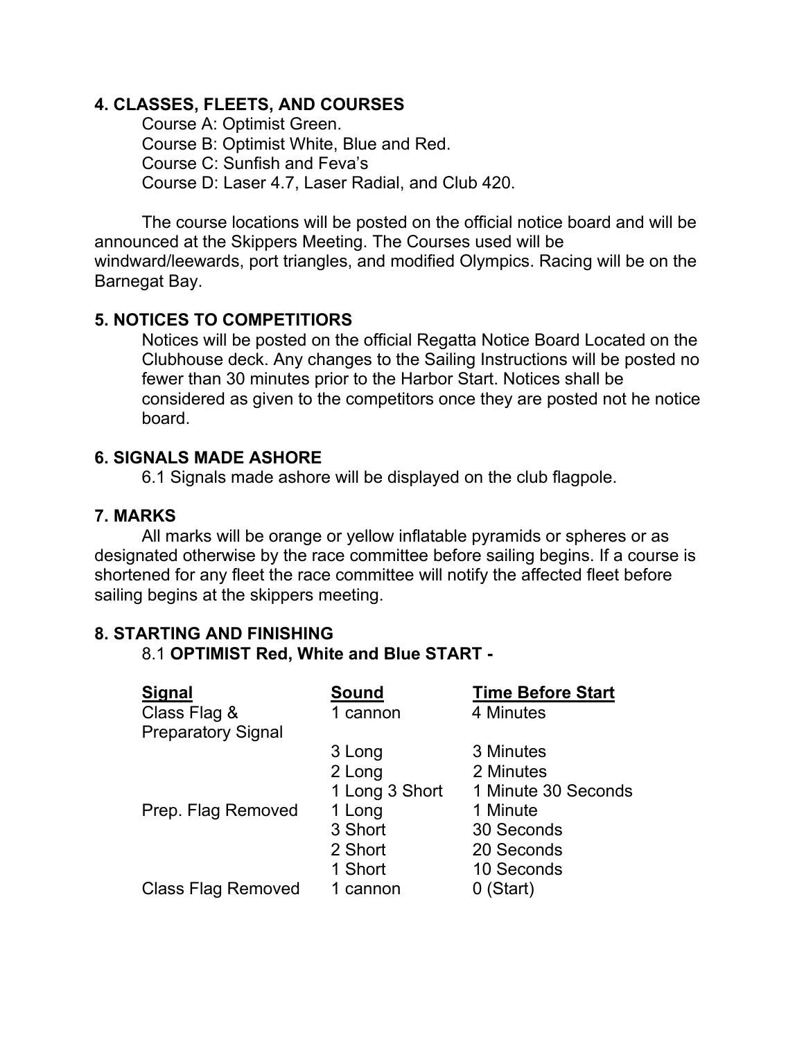## 4. CLASSES, FLEETS, AND COURSES

Course A: Optimist Green.
Course B: Optimist White, Blue and Red.
Course C: Sunfish and Feva's
Course D: Laser 4.7, Laser Radial, and Club 420.

The course locations will be posted on the official notice board and will be announced at the Skippers Meeting. The Courses used will be windward/leewards, port triangles, and modified Olympics. Racing will be on the Barnegat Bay.

## 5. NOTICES TO COMPETITIORS

Notices will be posted on the official Regatta Notice Board Located on the Clubhouse deck. Any changes to the Sailing Instructions will be posted no fewer than 30 minutes prior to the Harbor Start. Notices shall be considered as given to the competitors once they are posted not he notice board.

## 6. SIGNALS MADE ASHORE

6.1 Signals made ashore will be displayed on the club flagpole.

## 7. MARKS

All marks will be orange or yellow inflatable pyramids or spheres or as designated otherwise by the race committee before sailing begins. If a course is shortened for any fleet the race committee will notify the affected fleet before sailing begins at the skippers meeting.

## 8. STARTING AND FINISHING

8.1 **OPTIMIST Red, White and Blue START -**

| Signal | Sound | Time Before Start |
| --- | --- | --- |
| Class Flag & Preparatory Signal | 1 cannon | 4 Minutes |
| | 3 Long | 3 Minutes |
| | 2 Long | 2 Minutes |
| | 1 Long 3 Short | 1 Minute 30 Seconds |
| Prep. Flag Removed | 1 Long | 1 Minute |
| | 3 Short | 30 Seconds |
| | 2 Short | 20 Seconds |
| | 1 Short | 10 Seconds |
| Class Flag Removed | 1 cannon | 0 (Start) |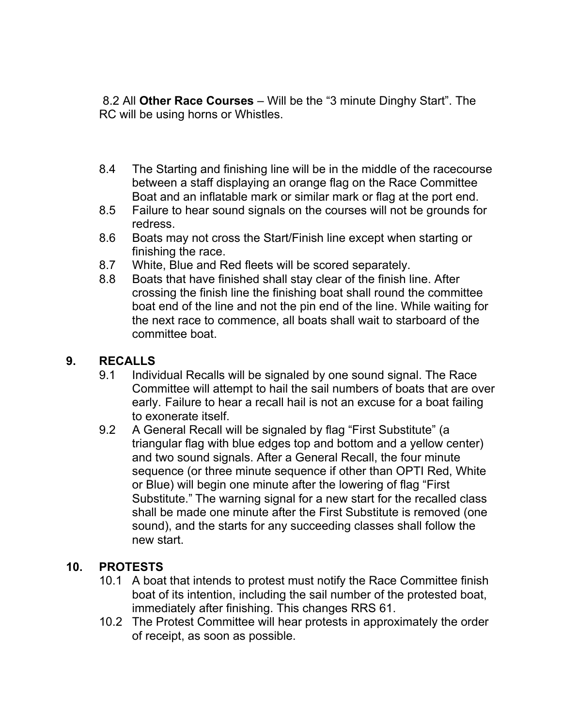8.2 All **Other Race Courses** – Will be the "3 minute Dinghy Start". The RC will be using horns or Whistles.

8.4 The Starting and finishing line will be in the middle of the racecourse between a staff displaying an orange flag on the Race Committee Boat and an inflatable mark or similar mark or flag at the port end.

8.5 Failure to hear sound signals on the courses will not be grounds for redress.

8.6 Boats may not cross the Start/Finish line except when starting or finishing the race.

8.7 White, Blue and Red fleets will be scored separately.

8.8 Boats that have finished shall stay clear of the finish line. After crossing the finish line the finishing boat shall round the committee boat end of the line and not the pin end of the line. While waiting for the next race to commence, all boats shall wait to starboard of the committee boat.

## 9. RECALLS

9.1 Individual Recalls will be signaled by one sound signal. The Race Committee will attempt to hail the sail numbers of boats that are over early. Failure to hear a recall hail is not an excuse for a boat failing to exonerate itself.

9.2 A General Recall will be signaled by flag "First Substitute" (a triangular flag with blue edges top and bottom and a yellow center) and two sound signals. After a General Recall, the four minute sequence (or three minute sequence if other than OPTI Red, White or Blue) will begin one minute after the lowering of flag "First Substitute." The warning signal for a new start for the recalled class shall be made one minute after the First Substitute is removed (one sound), and the starts for any succeeding classes shall follow the new start.

## 10. PROTESTS

10.1 A boat that intends to protest must notify the Race Committee finish boat of its intention, including the sail number of the protested boat, immediately after finishing. This changes RRS 61.

10.2 The Protest Committee will hear protests in approximately the order of receipt, as soon as possible.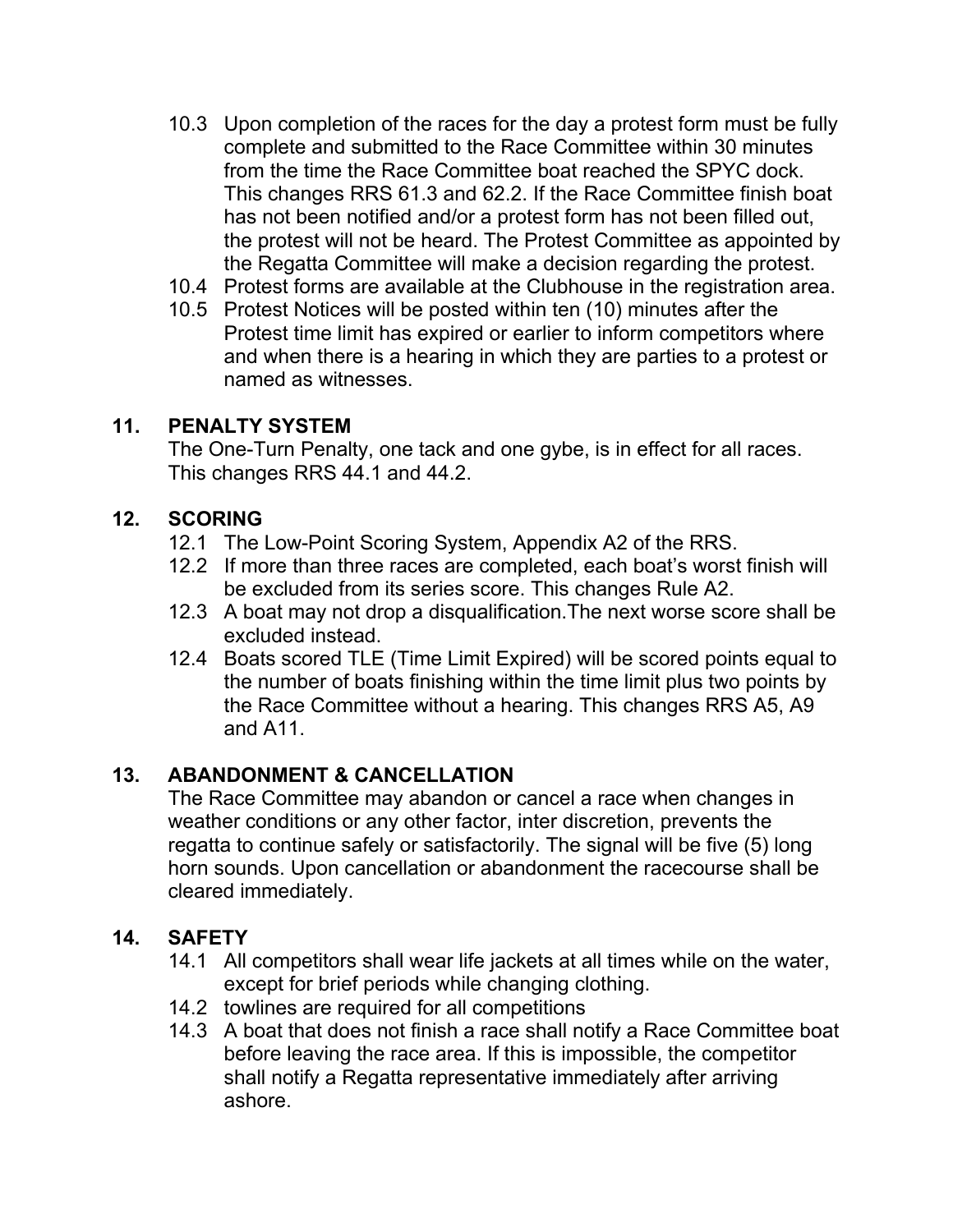10.3 Upon completion of the races for the day a protest form must be fully complete and submitted to the Race Committee within 30 minutes from the time the Race Committee boat reached the SPYC dock. This changes RRS 61.3 and 62.2. If the Race Committee finish boat has not been notified and/or a protest form has not been filled out, the protest will not be heard. The Protest Committee as appointed by the Regatta Committee will make a decision regarding the protest.

10.4 Protest forms are available at the Clubhouse in the registration area.

10.5 Protest Notices will be posted within ten (10) minutes after the Protest time limit has expired or earlier to inform competitors where and when there is a hearing in which they are parties to a protest or named as witnesses.

## 11. PENALTY SYSTEM

The One-Turn Penalty, one tack and one gybe, is in effect for all races. This changes RRS 44.1 and 44.2.

## 12. SCORING

12.1 The Low-Point Scoring System, Appendix A2 of the RRS.

12.2 If more than three races are completed, each boat's worst finish will be excluded from its series score. This changes Rule A2.

12.3 A boat may not drop a disqualification.The next worse score shall be excluded instead.

12.4 Boats scored TLE (Time Limit Expired) will be scored points equal to the number of boats finishing within the time limit plus two points by the Race Committee without a hearing. This changes RRS A5, A9 and A11.

## 13. ABANDONMENT & CANCELLATION

The Race Committee may abandon or cancel a race when changes in weather conditions or any other factor, inter discretion, prevents the regatta to continue safely or satisfactorily. The signal will be five (5) long horn sounds. Upon cancellation or abandonment the racecourse shall be cleared immediately.

## 14. SAFETY

14.1 All competitors shall wear life jackets at all times while on the water, except for brief periods while changing clothing.

14.2 towlines are required for all competitions

14.3 A boat that does not finish a race shall notify a Race Committee boat before leaving the race area. If this is impossible, the competitor shall notify a Regatta representative immediately after arriving ashore.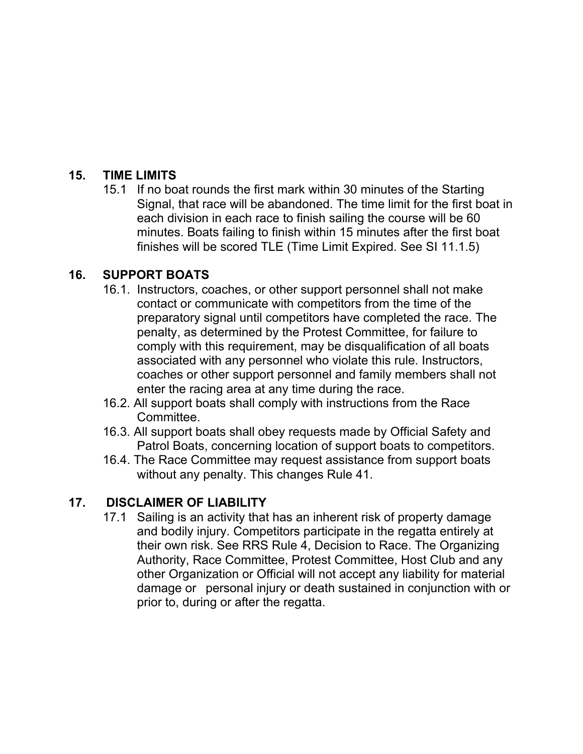## 15. TIME LIMITS

15.1 If no boat rounds the first mark within 30 minutes of the Starting Signal, that race will be abandoned. The time limit for the first boat in each division in each race to finish sailing the course will be 60 minutes. Boats failing to finish within 15 minutes after the first boat finishes will be scored TLE (Time Limit Expired. See SI 11.1.5)

## 16. SUPPORT BOATS

16.1. Instructors, coaches, or other support personnel shall not make contact or communicate with competitors from the time of the preparatory signal until competitors have completed the race. The penalty, as determined by the Protest Committee, for failure to comply with this requirement, may be disqualification of all boats associated with any personnel who violate this rule. Instructors, coaches or other support personnel and family members shall not enter the racing area at any time during the race.

16.2. All support boats shall comply with instructions from the Race Committee.

16.3. All support boats shall obey requests made by Official Safety and Patrol Boats, concerning location of support boats to competitors.

16.4. The Race Committee may request assistance from support boats without any penalty. This changes Rule 41.

## 17. DISCLAIMER OF LIABILITY

17.1 Sailing is an activity that has an inherent risk of property damage and bodily injury. Competitors participate in the regatta entirely at their own risk. See RRS Rule 4, Decision to Race. The Organizing Authority, Race Committee, Protest Committee, Host Club and any other Organization or Official will not accept any liability for material damage or personal injury or death sustained in conjunction with or prior to, during or after the regatta.